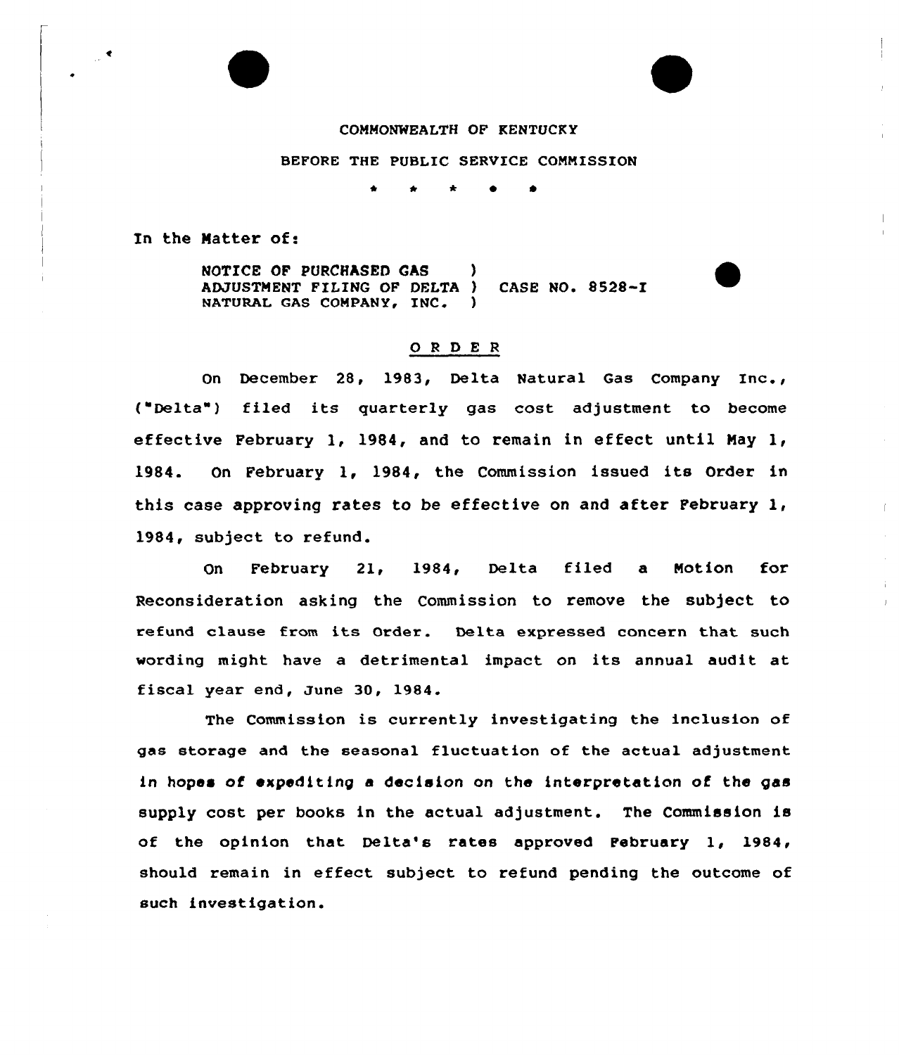COMMONWEALTH OF KENTUCKY

BEFORE THE PUBLIC SERVICE COMMISSION

\* \* \* \* \*

In the Matter of:

NOTICE OF PURCHASED GAS ADJUSTMENT FILING OF DELTA NATURAL GAS COMPANY, INC. ) CASE NO. 8528-I

## ORDER

On December 28, 1983, Delta Natural Gas Company Inc., ("Delta") filed its quarterly gas cost adjustment to become effective February 1, 1984, and to remain in effect until May 1, 1984. On February 1, 1984, the Commission issued its Order in this case approving rates to be effective on and after February 1, 1984, subject to refund.

On February 21, 1984, Delta filed a Motion for Reconsideration asking the Commission to remove the subject to refund clause from its Order. Delta expressed concern that such wording might have a detrimental impact on its annual audit at fiscal year end, June 30, 1984.

The Commission is currently investigating the inclusion of gas storage and the seasonal fluctuation of the actual adjustment in hopes of expediting a decision on the interpretation of the gas supply cost per books in the actual adjustment. The Commission is of the opinion that Delta's rates approved February 1, 1984, should remain in effect subject to refund pending the outcome of such investigation.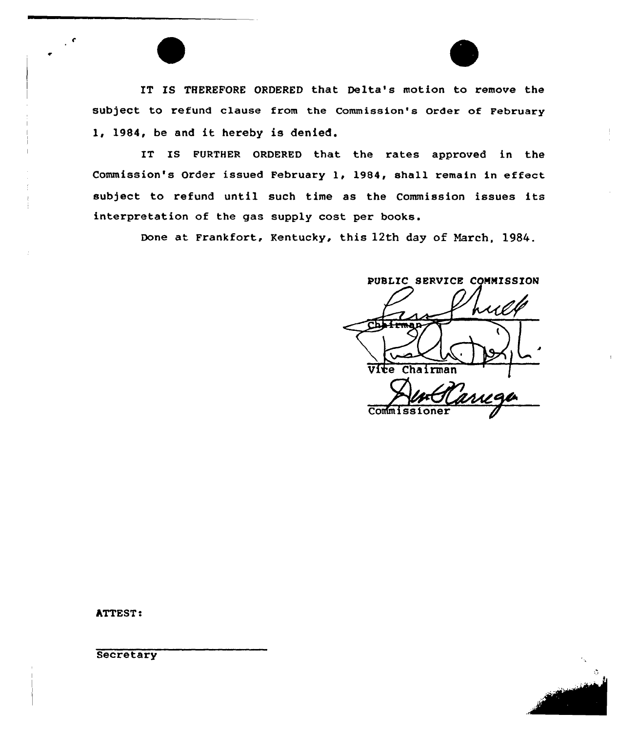IT IS THEREFORE ORDERED that Delta's motion to remove the subject to refund clause from the Commission's Order of February 1, 1984, be and it hereby is denied.

IT IS FURTHER ORDERED that the rates approved in the Commission's Order issued February 1, 1984, shall remain in effect subject to refund until such time as the Commission issues its interpretation of the gas supply cost per books.

Done at Frankfort, Kentucky, this 12th day of March, 1984.

PUBLIC SERVICE COMMISSION

Chairman

Vice Chairman

Commissioner

ATTEST:

Secretary